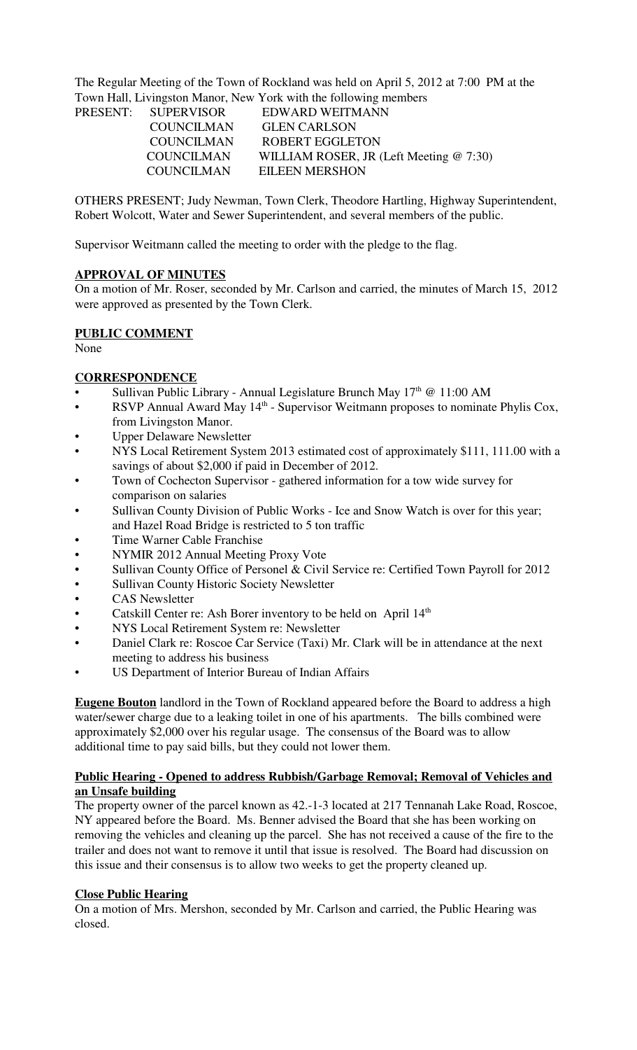The Regular Meeting of the Town of Rockland was held on April 5, 2012 at 7:00 PM at the Town Hall, Livingston Manor, New York with the following members

| PRESENT: | SUPERVISOR | EDWARD WEITMANN |
|---|---|---|
| | COUNCILMAN | GLEN CARLSON |
| | COUNCILMAN | ROBERT EGGLETON |
| | COUNCILMAN | WILLIAM ROSER, JR (Left Meeting @ 7:30) |
| | COUNCILMAN | EILEEN MERSHON |

OTHERS PRESENT; Judy Newman, Town Clerk, Theodore Hartling, Highway Superintendent, Robert Wolcott, Water and Sewer Superintendent, and several members of the public.

Supervisor Weitmann called the meeting to order with the pledge to the flag.

**APPROVAL OF MINUTES**

On a motion of Mr. Roser, seconded by Mr. Carlson and carried, the minutes of March 15, 2012 were approved as presented by the Town Clerk.

**PUBLIC COMMENT**

None

**CORRESPONDENCE**

- Sullivan Public Library - Annual Legislature Brunch May 17th @ 11:00 AM
- RSVP Annual Award May 14th - Supervisor Weitmann proposes to nominate Phylis Cox, from Livingston Manor.
- Upper Delaware Newsletter
- NYS Local Retirement System 2013 estimated cost of approximately $111, 111.00 with a savings of about $2,000 if paid in December of 2012.
- Town of Cochecton Supervisor - gathered information for a tow wide survey for comparison on salaries
- Sullivan County Division of Public Works - Ice and Snow Watch is over for this year; and Hazel Road Bridge is restricted to 5 ton traffic
- Time Warner Cable Franchise
- NYMIR 2012 Annual Meeting Proxy Vote
- Sullivan County Office of Personel & Civil Service re: Certified Town Payroll for 2012
- Sullivan County Historic Society Newsletter
- CAS Newsletter
- Catskill Center re: Ash Borer inventory to be held on April 14th
- NYS Local Retirement System re: Newsletter
- Daniel Clark re: Roscoe Car Service (Taxi) Mr. Clark will be in attendance at the next meeting to address his business
- US Department of Interior Bureau of Indian Affairs

**Eugene Bouton** landlord in the Town of Rockland appeared before the Board to address a high water/sewer charge due to a leaking toilet in one of his apartments. The bills combined were approximately $2,000 over his regular usage. The consensus of the Board was to allow additional time to pay said bills, but they could not lower them.

**Public Hearing - Opened to address Rubbish/Garbage Removal; Removal of Vehicles and an Unsafe building**

The property owner of the parcel known as 42.-1-3 located at 217 Tennanah Lake Road, Roscoe, NY appeared before the Board. Ms. Benner advised the Board that she has been working on removing the vehicles and cleaning up the parcel. She has not received a cause of the fire to the trailer and does not want to remove it until that issue is resolved. The Board had discussion on this issue and their consensus is to allow two weeks to get the property cleaned up.

**Close Public Hearing**

On a motion of Mrs. Mershon, seconded by Mr. Carlson and carried, the Public Hearing was closed.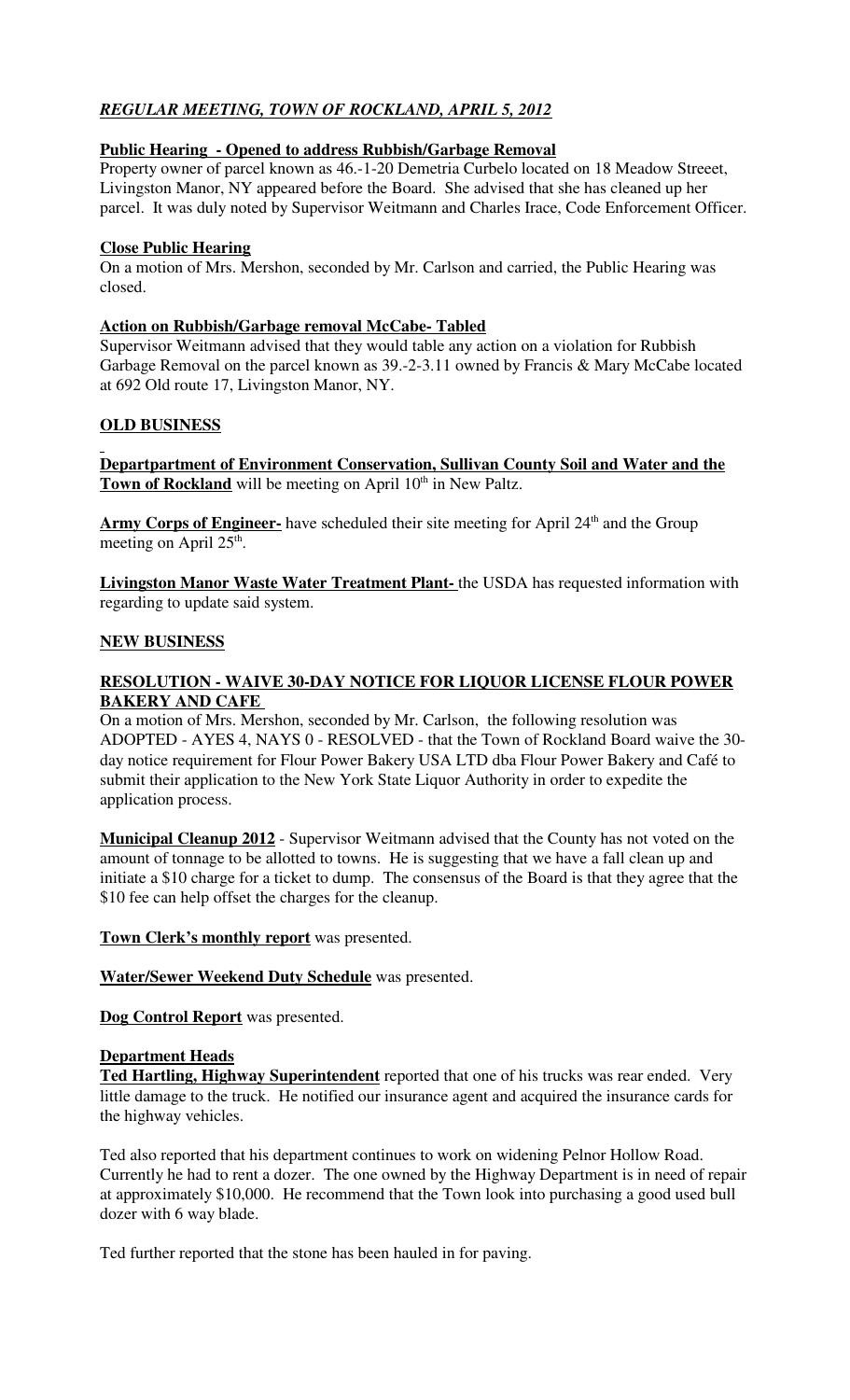***REGULAR MEETING, TOWN OF ROCKLAND, APRIL 5, 2012***

**Public Hearing - Opened to address Rubbish/Garbage Removal**

Property owner of parcel known as 46.-1-20 Demetria Curbelo located on 18 Meadow Streeet, Livingston Manor, NY appeared before the Board. She advised that she has cleaned up her parcel. It was duly noted by Supervisor Weitmann and Charles Irace, Code Enforcement Officer.

**Close Public Hearing**

On a motion of Mrs. Mershon, seconded by Mr. Carlson and carried, the Public Hearing was closed.

**Action on Rubbish/Garbage removal McCabe- Tabled**

Supervisor Weitmann advised that they would table any action on a violation for Rubbish Garbage Removal on the parcel known as 39.-2-3.11 owned by Francis & Mary McCabe located at 692 Old route 17, Livingston Manor, NY.

**OLD BUSINESS**

**Departpartment of Environment Conservation, Sullivan County Soil and Water and the Town of Rockland** will be meeting on April 10th in New Paltz.

**Army Corps of Engineer-** have scheduled their site meeting for April 24th and the Group meeting on April 25th.

**Livingston Manor Waste Water Treatment Plant-** the USDA has requested information with regarding to update said system.

**NEW BUSINESS**

**RESOLUTION - WAIVE 30-DAY NOTICE FOR LIQUOR LICENSE FLOUR POWER BAKERY AND CAFE**

On a motion of Mrs. Mershon, seconded by Mr. Carlson, the following resolution was ADOPTED - AYES 4, NAYS 0 - RESOLVED - that the Town of Rockland Board waive the 30-day notice requirement for Flour Power Bakery USA LTD dba Flour Power Bakery and Café to submit their application to the New York State Liquor Authority in order to expedite the application process.

**Municipal Cleanup 2012** - Supervisor Weitmann advised that the County has not voted on the amount of tonnage to be allotted to towns. He is suggesting that we have a fall clean up and initiate a $10 charge for a ticket to dump. The consensus of the Board is that they agree that the $10 fee can help offset the charges for the cleanup.

**Town Clerk's monthly report** was presented.

**Water/Sewer Weekend Duty Schedule** was presented.

**Dog Control Report** was presented.

**Department Heads**

**Ted Hartling, Highway Superintendent** reported that one of his trucks was rear ended. Very little damage to the truck. He notified our insurance agent and acquired the insurance cards for the highway vehicles.

Ted also reported that his department continues to work on widening Pelnor Hollow Road. Currently he had to rent a dozer. The one owned by the Highway Department is in need of repair at approximately $10,000. He recommend that the Town look into purchasing a good used bull dozer with 6 way blade.

Ted further reported that the stone has been hauled in for paving.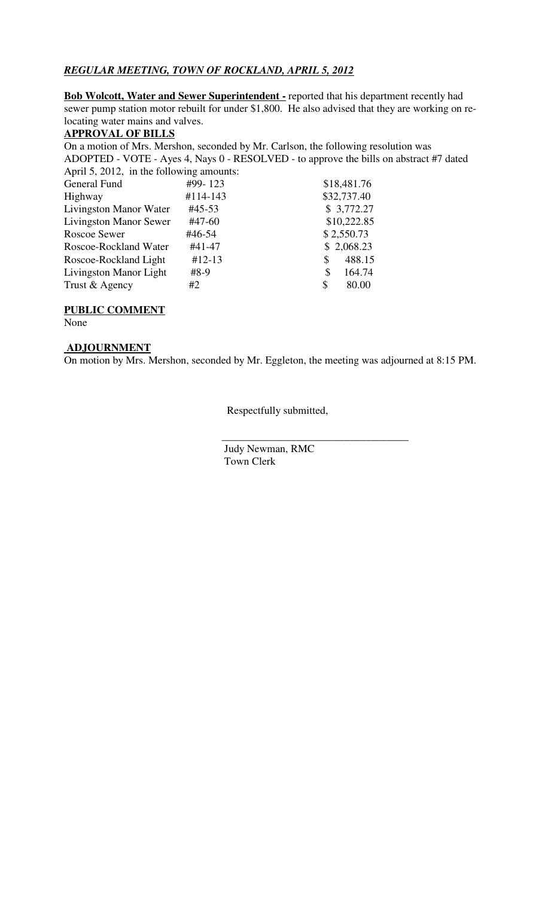***REGULAR MEETING, TOWN OF ROCKLAND, APRIL 5, 2012***

**Bob Wolcott, Water and Sewer Superintendent -** reported that his department recently had sewer pump station motor rebuilt for under $1,800. He also advised that they are working on re-locating water mains and valves.

**APPROVAL OF BILLS**

On a motion of Mrs. Mershon, seconded by Mr. Carlson, the following resolution was ADOPTED - VOTE - Ayes 4, Nays 0 - RESOLVED - to approve the bills on abstract #7 dated April 5, 2012, in the following amounts:

| | | |
|---|---|---|
| General Fund | #99- 123 | $18,481.76 |
| Highway | #114-143 | $32,737.40 |
| Livingston Manor Water | #45-53 | $ 3,772.27 |
| Livingston Manor Sewer | #47-60 | $10,222.85 |
| Roscoe Sewer | #46-54 | $ 2,550.73 |
| Roscoe-Rockland Water | #41-47 | $ 2,068.23 |
| Roscoe-Rockland Light | #12-13 | $ 488.15 |
| Livingston Manor Light | #8-9 | $ 164.74 |
| Trust & Agency | #2 | $ 80.00 |

**PUBLIC COMMENT**

None

**ADJOURNMENT**

On motion by Mrs. Mershon, seconded by Mr. Eggleton, the meeting was adjourned at 8:15 PM.

Respectfully submitted,

\_\_\_\_\_\_\_\_\_\_\_\_\_\_\_\_\_\_\_\_\_\_\_\_\_\_\_\_\_\_\_\_\_\_

Judy Newman, RMC
Town Clerk